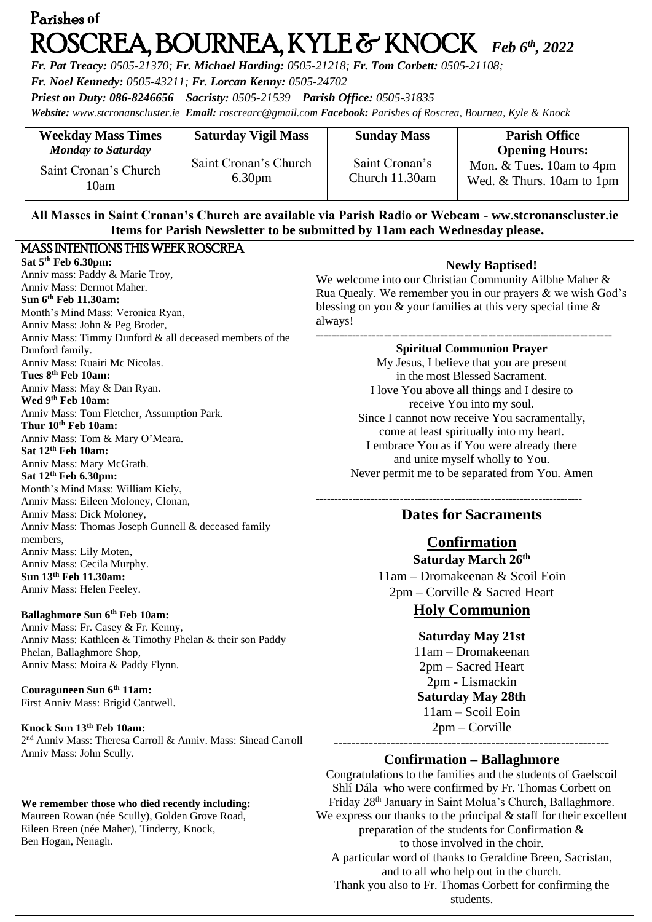# Parishes of ROSCREA, BOURNEA, KYLE & KNOCK *Feb 6th, 2022*

***Fr. Pat Treacy:** 0505-21370; **Fr. Michael Harding:** 0505-21218; **Fr. Tom Corbett:** 0505-21108;*
***Fr. Noel Kennedy:** 0505-43211; **Fr. Lorcan Kenny:** 0505-24702*
***Priest on Duty:** 086-8246656 **Sacristy:** 0505-21539 **Parish Office:** 0505-31835*
***Website:** www.stcronanscluster.ie **Email:** roscrearc@gmail.com **Facebook:** Parishes of Roscrea, Bournea, Kyle & Knock*

| **Weekday Mass Times** *Monday to Saturday* | **Saturday Vigil Mass** | **Sunday Mass** | **Parish Office Opening Hours:** |
|---|---|---|---|
| Saint Cronan's Church 10am | Saint Cronan's Church 6.30pm | Saint Cronan's Church 11.30am | Mon. & Tues. 10am to 4pm Wed. & Thurs. 10am to 1pm |

**All Masses in Saint Cronan's Church are available via Parish Radio or Webcam - ww.stcronanscluster.ie**
**Items for Parish Newsletter to be submitted by 11am each Wednesday please.**

## MASS INTENTIONS THIS WEEK ROSCREA

**Sat 5th Feb 6.30pm:**
Anniv mass: Paddy & Marie Troy,
Anniv Mass: Dermot Maher.

**Sun 6th Feb 11.30am:**
Month's Mind Mass: Veronica Ryan,
Anniv Mass: John & Peg Broder,
Anniv Mass: Timmy Dunford & all deceased members of the Dunford family.
Anniv Mass: Ruairi Mc Nicolas.

**Tues 8th Feb 10am:**
Anniv Mass: May & Dan Ryan.

**Wed 9th Feb 10am:**
Anniv Mass: Tom Fletcher, Assumption Park.

**Thur 10th Feb 10am:**
Anniv Mass: Tom & Mary O'Meara.

**Sat 12th Feb 10am:**
Anniv Mass: Mary McGrath.

**Sat 12th Feb 6.30pm:**
Month's Mind Mass: William Kiely,
Anniv Mass: Eileen Moloney, Clonan,
Anniv Mass: Dick Moloney,
Anniv Mass: Thomas Joseph Gunnell & deceased family members,
Anniv Mass: Lily Moten,
Anniv Mass: Cecila Murphy.

**Sun 13th Feb 11.30am:**
Anniv Mass: Helen Feeley.

**Ballaghmore Sun 6th Feb 10am:**
Anniv Mass: Fr. Casey & Fr. Kenny,
Anniv Mass: Kathleen & Timothy Phelan & their son Paddy Phelan, Ballaghmore Shop,
Anniv Mass: Moira & Paddy Flynn.

**Couraguneen Sun 6th 11am:**
First Anniv Mass: Brigid Cantwell.

**Knock Sun 13th Feb 10am:**
2nd Anniv Mass: Theresa Carroll & Anniv. Mass: Sinead Carroll
Anniv Mass: John Scully.

**We remember those who died recently including:**
Maureen Rowan (née Scully), Golden Grove Road,
Eileen Breen (née Maher), Tinderry, Knock,
Ben Hogan, Nenagh.

**Newly Baptised!**

We welcome into our Christian Community Ailbhe Maher & Rua Quealy. We remember you in our prayers & we wish God's blessing on you & your families at this very special time & always!

---

**Spiritual Communion Prayer**

My Jesus, I believe that you are present
in the most Blessed Sacrament.
I love You above all things and I desire to
receive You into my soul.
Since I cannot now receive You sacramentally,
come at least spiritually into my heart.
I embrace You as if You were already there
and unite myself wholly to You.
Never permit me to be separated from You. Amen

---

## Dates for Sacraments

### Confirmation

**Saturday March 26th**
11am – Dromakeenan & Scoil Eoin
2pm – Corville & Sacred Heart

### Holy Communion

**Saturday May 21st**
11am – Dromakeenan
2pm – Sacred Heart
2pm - Lismackin

**Saturday May 28th**
11am – Scoil Eoin
2pm – Corville

---

### Confirmation – Ballaghmore

Congratulations to the families and the students of Gaelscoil Shlí Dála who were confirmed by Fr. Thomas Corbett on Friday 28th January in Saint Molua's Church, Ballaghmore. We express our thanks to the principal & staff for their excellent preparation of the students for Confirmation & to those involved in the choir.
A particular word of thanks to Geraldine Breen, Sacristan, and to all who help out in the church.
Thank you also to Fr. Thomas Corbett for confirming the students.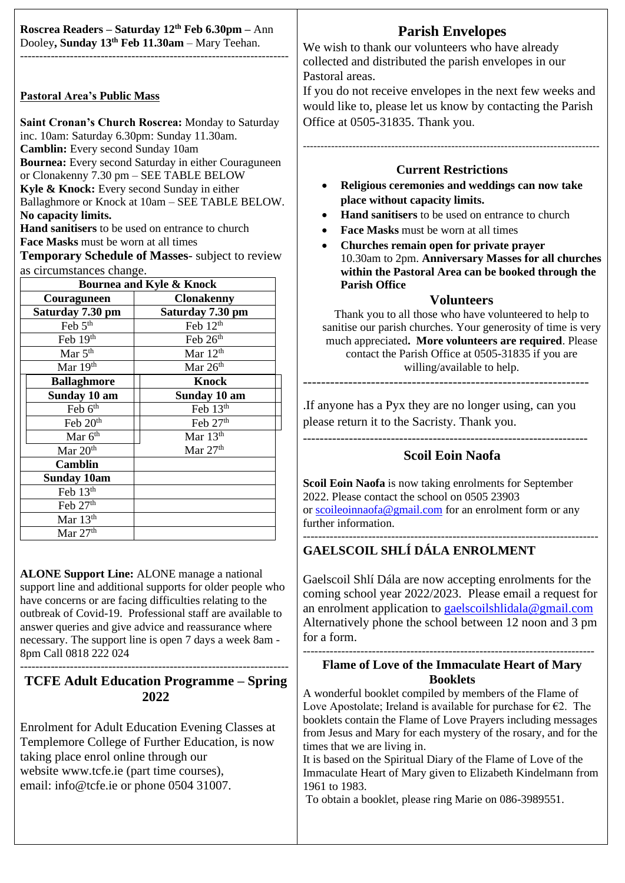**Roscrea Readers – Saturday 12th Feb 6.30pm –** Ann Dooley**, Sunday 13th Feb 11.30am** – Mary Teehan.

---

**Pastoral Area's Public Mass**

**Saint Cronan's Church Roscrea:** Monday to Saturday inc. 10am: Saturday 6.30pm: Sunday 11.30am.
**Camblin:** Every second Sunday 10am
**Bournea:** Every second Saturday in either Couraguneen or Clonakenny 7.30 pm – SEE TABLE BELOW
**Kyle & Knock:** Every second Sunday in either Ballaghmore or Knock at 10am – SEE TABLE BELOW.
**No capacity limits.**
**Hand sanitisers** to be used on entrance to church
**Face Masks** must be worn at all times
**Temporary Schedule of Masses**- subject to review as circumstances change.

| Bournea and Kyle & Knock | |
|---|---|
| **Couraguneen** | **Clonakenny** |
| **Saturday 7.30 pm** | **Saturday 7.30 pm** |
| Feb 5th | Feb 12th |
| Feb 19th | Feb 26th |
| Mar 5th | Mar 12th |
| Mar 19th | Mar 26th |
| **Ballaghmore** | **Knock** |
| **Sunday 10 am** | **Sunday 10 am** |
| Feb 6th | Feb 13th |
| Feb 20th | Feb 27th |
| Mar 6th | Mar 13th |
| Mar 20th | Mar 27th |
| **Camblin** | |
| **Sunday 10am** | |
| Feb 13th | |
| Feb 27th | |
| Mar 13th | |
| Mar 27th | |

**ALONE Support Line:** ALONE manage a national support line and additional supports for older people who have concerns or are facing difficulties relating to the outbreak of Covid-19. Professional staff are available to answer queries and give advice and reassurance where necessary. The support line is open 7 days a week 8am - 8pm Call 0818 222 024

---

## TCFE Adult Education Programme – Spring 2022

Enrolment for Adult Education Evening Classes at Templemore College of Further Education, is now taking place enrol online through our website www.tcfe.ie (part time courses), email: info@tcfe.ie or phone 0504 31007.

## Parish Envelopes

We wish to thank our volunteers who have already collected and distributed the parish envelopes in our Pastoral areas.
If you do not receive envelopes in the next few weeks and would like to, please let us know by contacting the Parish Office at 0505-31835. Thank you.

---

### Current Restrictions

- **Religious ceremonies and weddings can now take place without capacity limits.**
- **Hand sanitisers** to be used on entrance to church
- **Face Masks** must be worn at all times
- **Churches remain open for private prayer** 10.30am to 2pm. **Anniversary Masses for all churches within the Pastoral Area can be booked through the Parish Office**

### Volunteers

Thank you to all those who have volunteered to help to sanitise our parish churches. Your generosity of time is very much appreciated**. More volunteers are required**. Please contact the Parish Office at 0505-31835 if you are willing/available to help.

---

.If anyone has a Pyx they are no longer using, can you please return it to the Sacristy. Thank you.

---

### Scoil Eoin Naofa

**Scoil Eoin Naofa** is now taking enrolments for September 2022. Please contact the school on 0505 23903 or scoileoinnaofa@gmail.com for an enrolment form or any further information.

---

### GAELSCOIL SHLÍ DÁLA ENROLMENT

Gaelscoil Shlí Dála are now accepting enrolments for the coming school year 2022/2023. Please email a request for an enrolment application to gaelscoilshlidala@gmail.com Alternatively phone the school between 12 noon and 3 pm for a form.

---

### Flame of Love of the Immaculate Heart of Mary Booklets

A wonderful booklet compiled by members of the Flame of Love Apostolate; Ireland is available for purchase for €2. The booklets contain the Flame of Love Prayers including messages from Jesus and Mary for each mystery of the rosary, and for the times that we are living in.
It is based on the Spiritual Diary of the Flame of Love of the Immaculate Heart of Mary given to Elizabeth Kindelmann from 1961 to 1983.
To obtain a booklet, please ring Marie on 086-3989551.